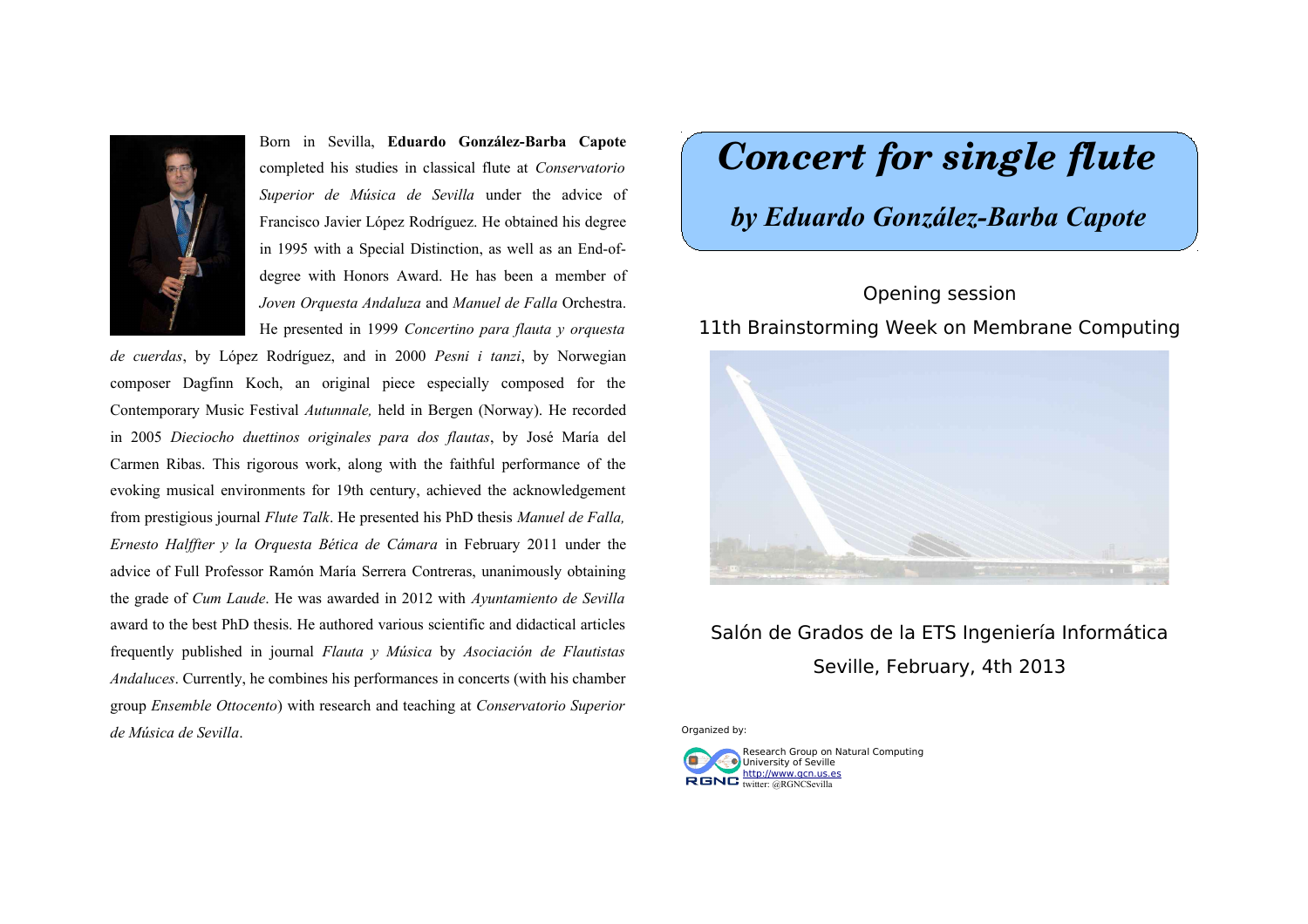# Concert for single flute

## *by Eduardo González-Barba Capote*

Opening session

11th Brainstorming Week on Membrane Computing

Salón de Grados de la ETS Ingeniería Informática

Seville, February, 4th 2013

Organized by:

Research Group on Natural Computing
University of Seville
http://www.gcn.us.es
twitter: @RGNCSevilla

---

Born in Sevilla, **Eduardo González-Barba Capote** completed his studies in classical flute at *Conservatorio Superior de Música de Sevilla* under the advice of Francisco Javier López Rodríguez. He obtained his degree in 1995 with a Special Distinction, as well as an End-of-degree with Honors Award. He has been a member of *Joven Orquesta Andaluza* and *Manuel de Falla* Orchestra. He presented in 1999 *Concertino para flauta y orquesta de cuerdas*, by López Rodríguez, and in 2000 *Pesni i tanzi*, by Norwegian composer Dagfinn Koch, an original piece especially composed for the Contemporary Music Festival *Autunnale,* held in Bergen (Norway). He recorded in 2005 *Dieciocho duettinos originales para dos flautas*, by José María del Carmen Ribas. This rigorous work, along with the faithful performance of the evoking musical environments for 19th century, achieved the acknowledgement from prestigious journal *Flute Talk*. He presented his PhD thesis *Manuel de Falla, Ernesto Halffter y la Orquesta Bética de Cámara* in February 2011 under the advice of Full Professor Ramón María Serrera Contreras, unanimously obtaining the grade of *Cum Laude*. He was awarded in 2012 with *Ayuntamiento de Sevilla* award to the best PhD thesis. He authored various scientific and didactical articles frequently published in journal *Flauta y Música* by *Asociación de Flautistas Andaluces*. Currently, he combines his performances in concerts (with his chamber group *Ensemble Ottocento*) with research and teaching at *Conservatorio Superior de Música de Sevilla*.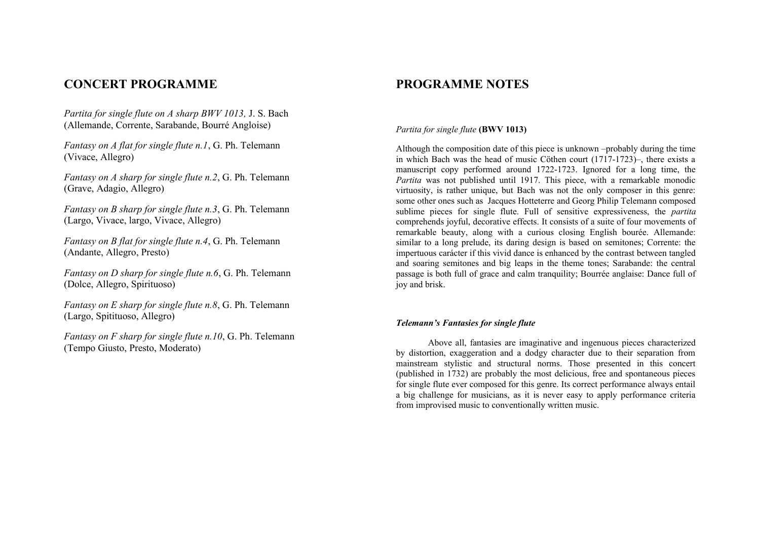## CONCERT PROGRAMME

*Partita for single flute on A sharp BWV 1013,* J. S. Bach (Allemande, Corrente, Sarabande, Bourré Angloise)

*Fantasy on A flat for single flute n.1*, G. Ph. Telemann (Vivace, Allegro)

*Fantasy on A sharp for single flute n.2*, G. Ph. Telemann (Grave, Adagio, Allegro)

*Fantasy on B sharp for single flute n.3*, G. Ph. Telemann (Largo, Vivace, largo, Vivace, Allegro)

*Fantasy on B flat for single flute n.4*, G. Ph. Telemann (Andante, Allegro, Presto)

*Fantasy on D sharp for single flute n.6*, G. Ph. Telemann (Dolce, Allegro, Spirituoso)

*Fantasy on E sharp for single flute n.8*, G. Ph. Telemann (Largo, Spitituoso, Allegro)

*Fantasy on F sharp for single flute n.10*, G. Ph. Telemann (Tempo Giusto, Presto, Moderato)

## PROGRAMME NOTES

*Partita for single flute* **(BWV 1013)**

Although the composition date of this piece is unknown –probably during the time in which Bach was the head of music Cöthen court (1717-1723)–, there exists a manuscript copy performed around 1722-1723. Ignored for a long time, the *Partita* was not published until 1917. This piece, with a remarkable monodic virtuosity, is rather unique, but Bach was not the only composer in this genre: some other ones such as Jacques Hotteterre and Georg Philip Telemann composed sublime pieces for single flute. Full of sensitive expressiveness, the *partita* comprehends joyful, decorative effects. It consists of a suite of four movements of remarkable beauty, along with a curious closing English bourée. Allemande: similar to a long prelude, its daring design is based on semitones; Corrente: the impertuous carácter if this vivid dance is enhanced by the contrast between tangled and soaring semitones and big leaps in the theme tones; Sarabande: the central passage is both full of grace and calm tranquility; Bourrée anglaise: Dance full of joy and brisk.

***Telemann's Fantasies for single flute***

Above all, fantasies are imaginative and ingenuous pieces characterized by distortion, exaggeration and a dodgy character due to their separation from mainstream stylistic and structural norms. Those presented in this concert (published in 1732) are probably the most delicious, free and spontaneous pieces for single flute ever composed for this genre. Its correct performance always entail a big challenge for musicians, as it is never easy to apply performance criteria from improvised music to conventionally written music.